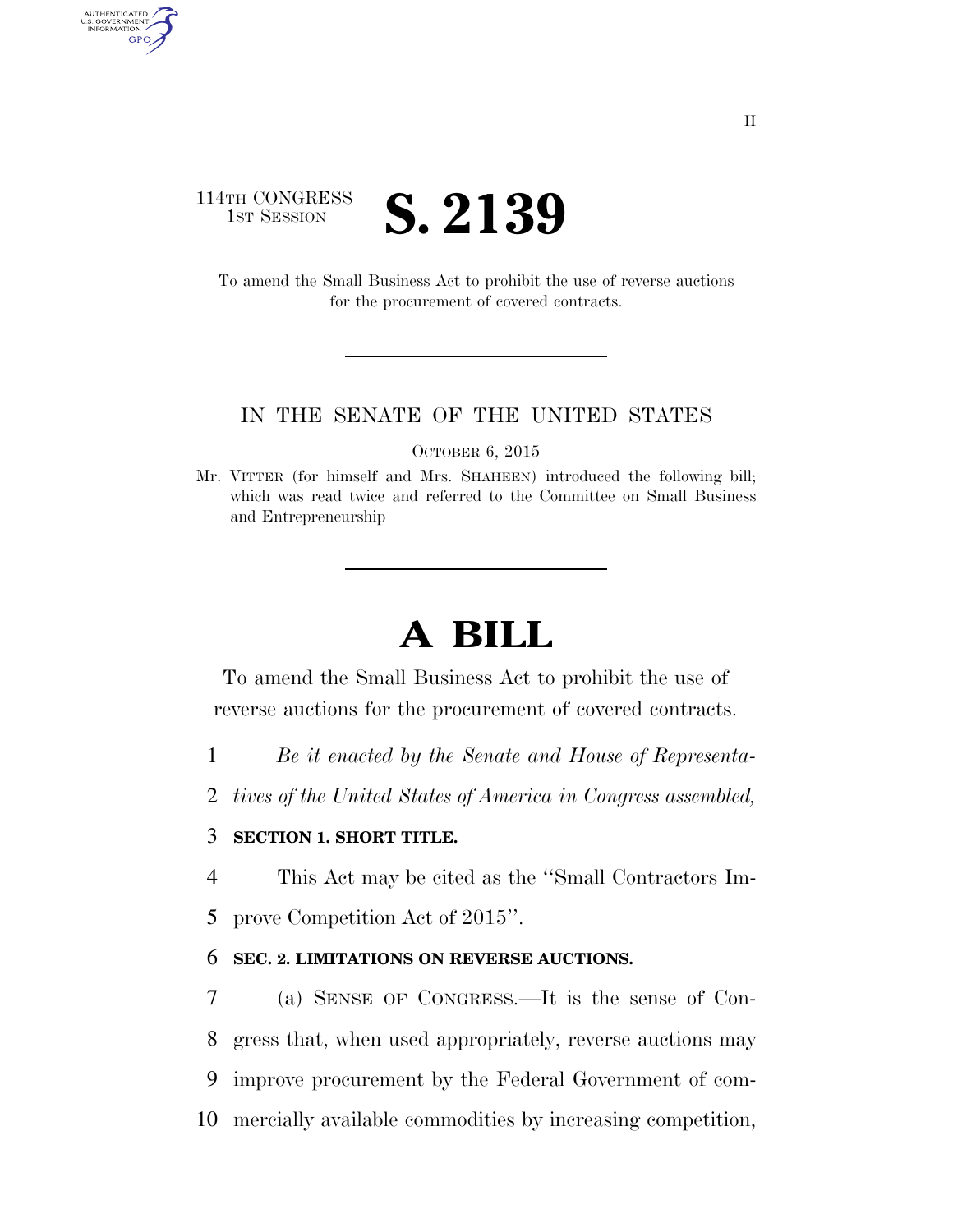114TH CONGRESS
1ST SESSION

# S. 2139

To amend the Small Business Act to prohibit the use of reverse auctions for the procurement of covered contracts.

IN THE SENATE OF THE UNITED STATES

OCTOBER 6, 2015

Mr. VITTER (for himself and Mrs. SHAHEEN) introduced the following bill; which was read twice and referred to the Committee on Small Business and Entrepreneurship

# A BILL

To amend the Small Business Act to prohibit the use of reverse auctions for the procurement of covered contracts.

1 *Be it enacted by the Senate and House of Representa-*
2 *tives of the United States of America in Congress assembled,*

3 **SECTION 1. SHORT TITLE.**

4 This Act may be cited as the ''Small Contractors Im-
5 prove Competition Act of 2015''.

6 **SEC. 2. LIMITATIONS ON REVERSE AUCTIONS.**

7 (a) SENSE OF CONGRESS.—It is the sense of Con-
8 gress that, when used appropriately, reverse auctions may
9 improve procurement by the Federal Government of com-
10 mercially available commodities by increasing competition,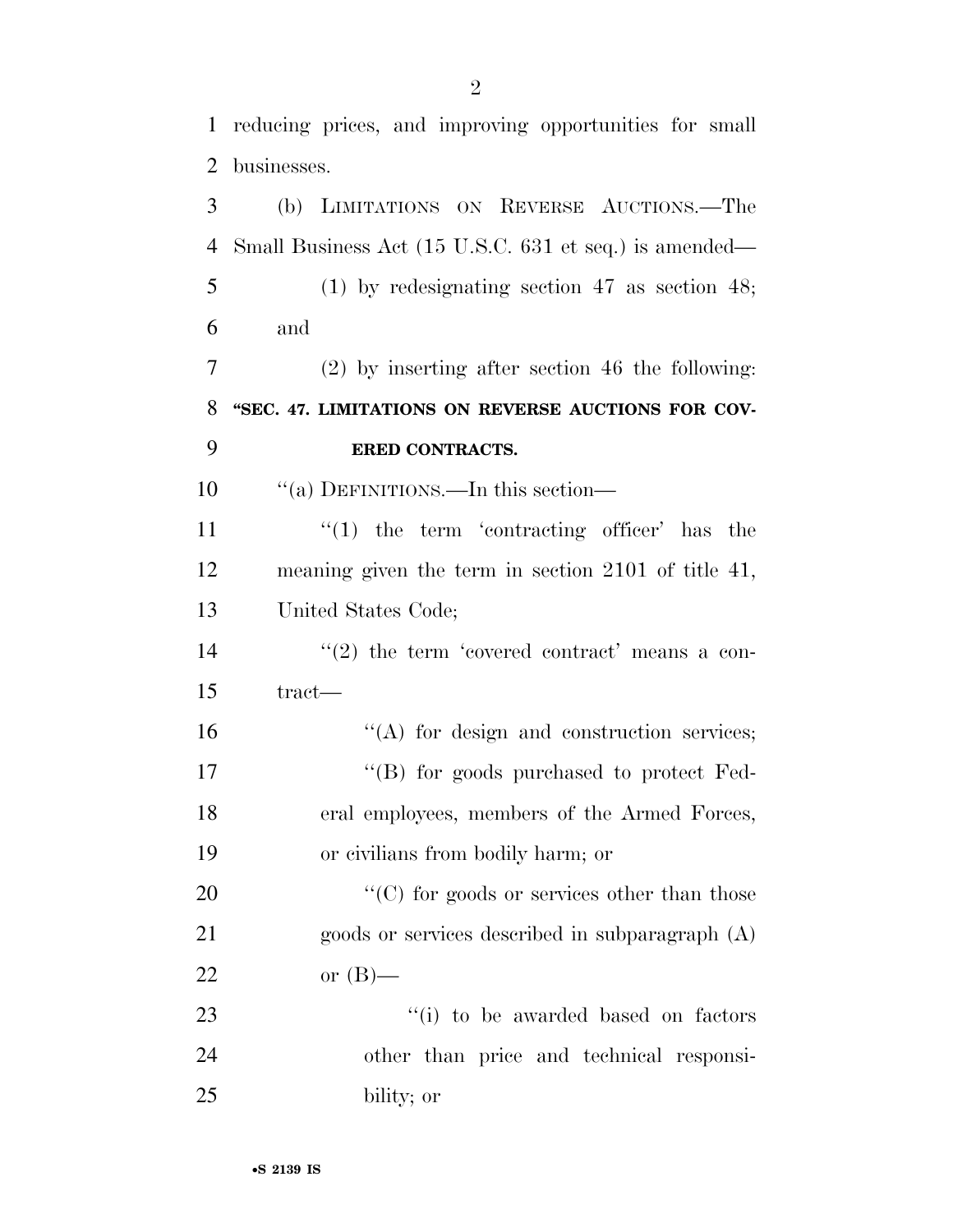reducing prices, and improving opportunities for small businesses.

(b) LIMITATIONS ON REVERSE AUCTIONS.—The Small Business Act (15 U.S.C. 631 et seq.) is amended—

(1) by redesignating section 47 as section 48; and

(2) by inserting after section 46 the following:

**"SEC. 47. LIMITATIONS ON REVERSE AUCTIONS FOR COVERED CONTRACTS.**

"(a) DEFINITIONS.—In this section—

"(1) the term 'contracting officer' has the meaning given the term in section 2101 of title 41, United States Code;

"(2) the term 'covered contract' means a contract—

"(A) for design and construction services;

"(B) for goods purchased to protect Federal employees, members of the Armed Forces, or civilians from bodily harm; or

"(C) for goods or services other than those goods or services described in subparagraph (A) or (B)—

"(i) to be awarded based on factors other than price and technical responsibility; or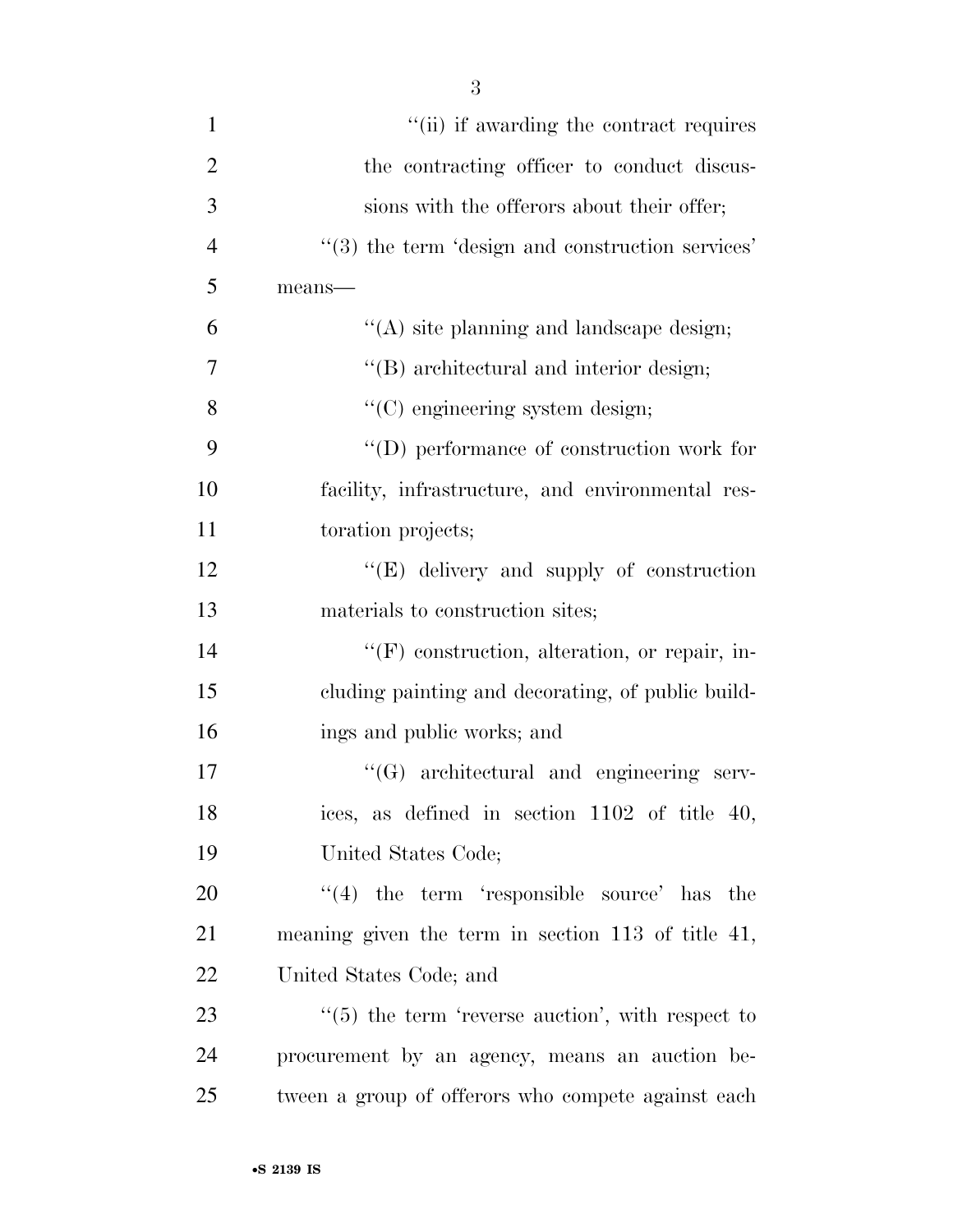''(ii) if awarding the contract requires the contracting officer to conduct discussions with the offerors about their offer;

''(3) the term 'design and construction services' means—

''(A) site planning and landscape design;

''(B) architectural and interior design;

''(C) engineering system design;

''(D) performance of construction work for facility, infrastructure, and environmental restoration projects;

''(E) delivery and supply of construction materials to construction sites;

''(F) construction, alteration, or repair, including painting and decorating, of public buildings and public works; and

''(G) architectural and engineering services, as defined in section 1102 of title 40, United States Code;

''(4) the term 'responsible source' has the meaning given the term in section 113 of title 41, United States Code; and

''(5) the term 'reverse auction', with respect to procurement by an agency, means an auction between a group of offerors who compete against each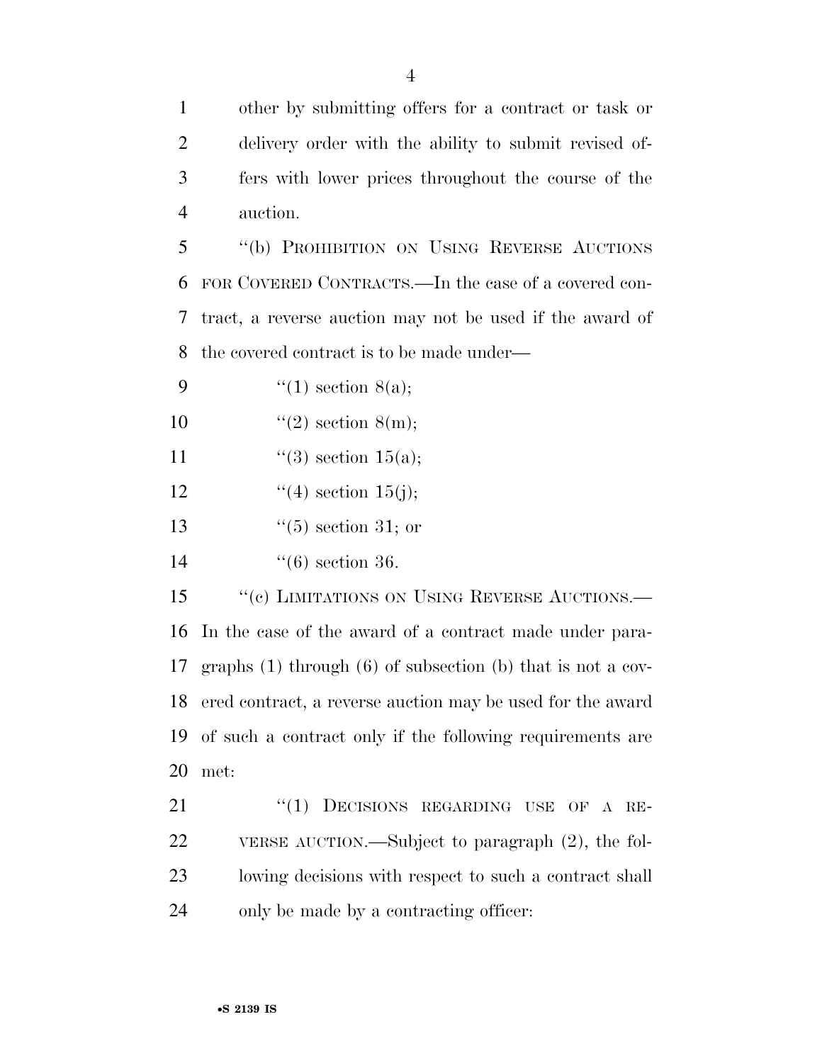other by submitting offers for a contract or task or delivery order with the ability to submit revised offers with lower prices throughout the course of the auction.

"(b) PROHIBITION ON USING REVERSE AUCTIONS FOR COVERED CONTRACTS.—In the case of a covered contract, a reverse auction may not be used if the award of the covered contract is to be made under—

"(1) section 8(a);

"(2) section 8(m);

"(3) section 15(a);

"(4) section 15(j);

"(5) section 31; or

"(6) section 36.

"(c) LIMITATIONS ON USING REVERSE AUCTIONS.—In the case of the award of a contract made under paragraphs (1) through (6) of subsection (b) that is not a covered contract, a reverse auction may be used for the award of such a contract only if the following requirements are met:

"(1) DECISIONS REGARDING USE OF A REVERSE AUCTION.—Subject to paragraph (2), the following decisions with respect to such a contract shall only be made by a contracting officer: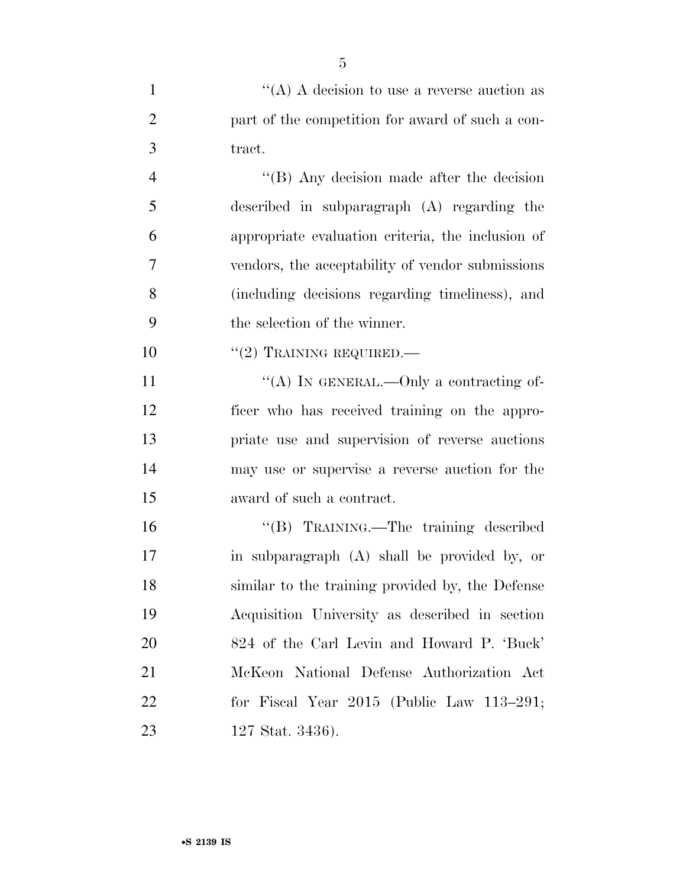''(A) A decision to use a reverse auction as part of the competition for award of such a contract.

''(B) Any decision made after the decision described in subparagraph (A) regarding the appropriate evaluation criteria, the inclusion of vendors, the acceptability of vendor submissions (including decisions regarding timeliness), and the selection of the winner.

''(2) TRAINING REQUIRED.—

''(A) IN GENERAL.—Only a contracting officer who has received training on the appropriate use and supervision of reverse auctions may use or supervise a reverse auction for the award of such a contract.

''(B) TRAINING.—The training described in subparagraph (A) shall be provided by, or similar to the training provided by, the Defense Acquisition University as described in section 824 of the Carl Levin and Howard P. 'Buck' McKeon National Defense Authorization Act for Fiscal Year 2015 (Public Law 113–291; 127 Stat. 3436).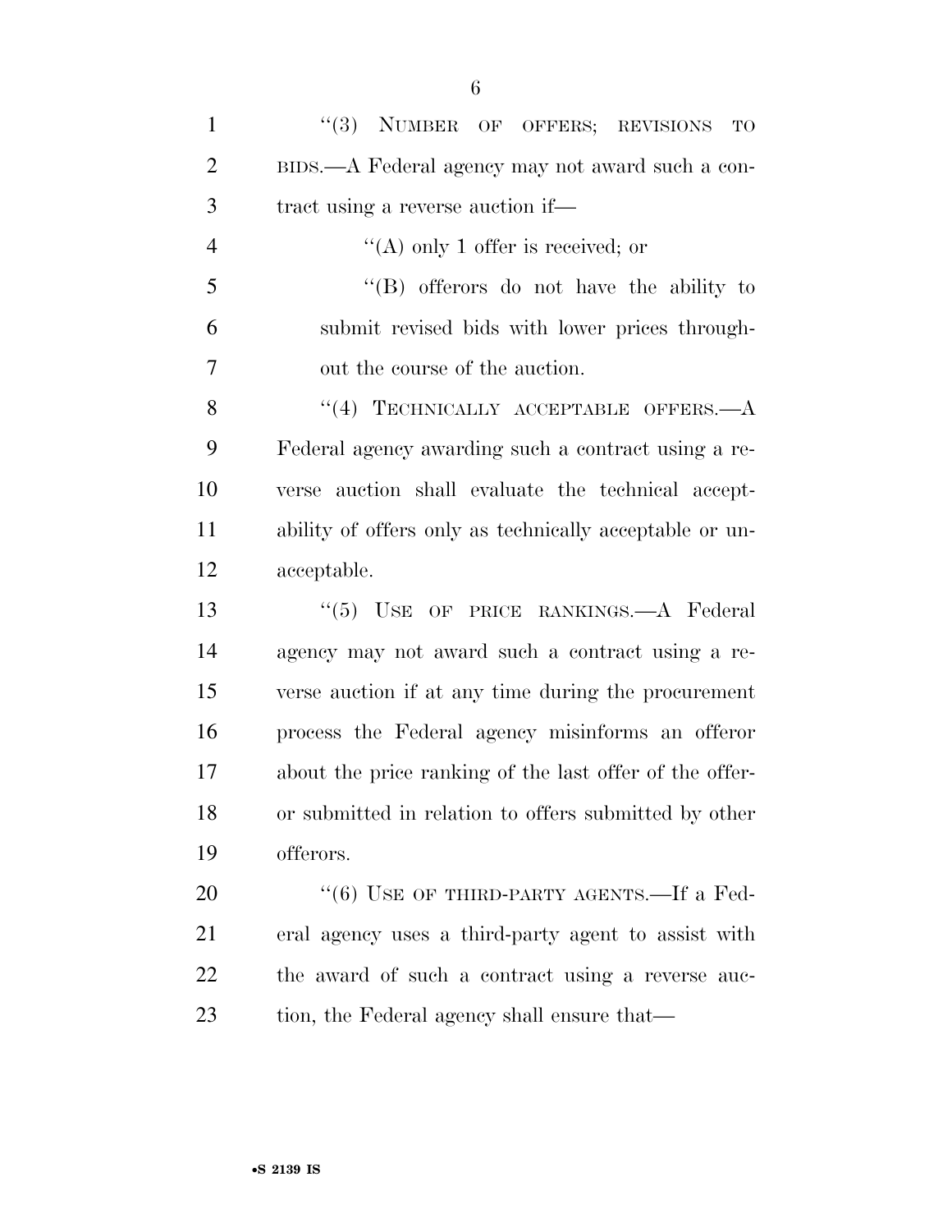''(3) NUMBER OF OFFERS; REVISIONS TO BIDS.—A Federal agency may not award such a contract using a reverse auction if—

''(A) only 1 offer is received; or

''(B) offerors do not have the ability to submit revised bids with lower prices throughout the course of the auction.

''(4) TECHNICALLY ACCEPTABLE OFFERS.—A Federal agency awarding such a contract using a reverse auction shall evaluate the technical acceptability of offers only as technically acceptable or unacceptable.

''(5) USE OF PRICE RANKINGS.—A Federal agency may not award such a contract using a reverse auction if at any time during the procurement process the Federal agency misinforms an offeror about the price ranking of the last offer of the offeror submitted in relation to offers submitted by other offerors.

''(6) USE OF THIRD-PARTY AGENTS.—If a Federal agency uses a third-party agent to assist with the award of such a contract using a reverse auction, the Federal agency shall ensure that—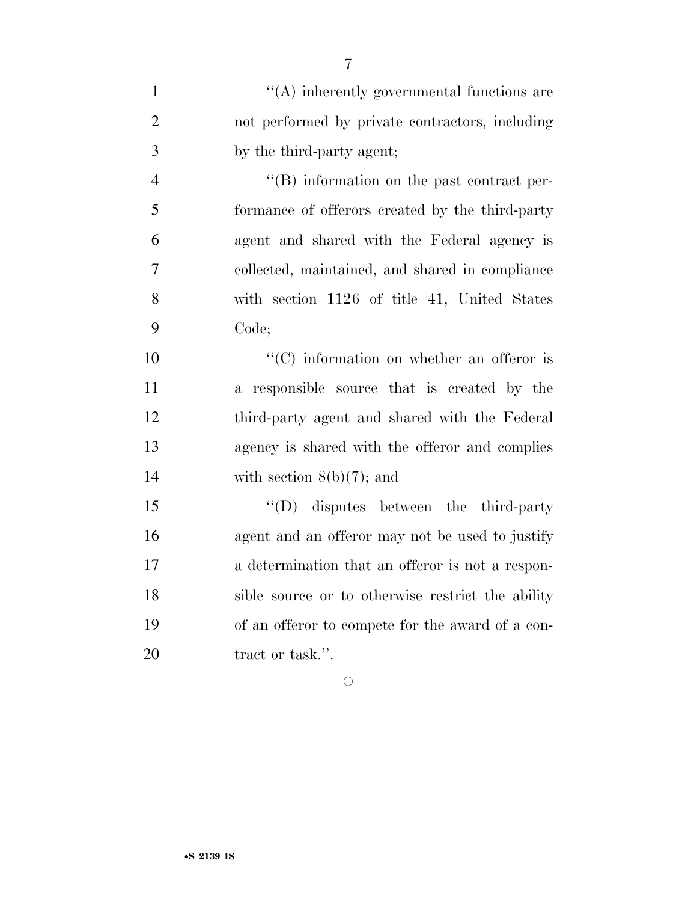''(A) inherently governmental functions are not performed by private contractors, including by the third-party agent;

''(B) information on the past contract performance of offerors created by the third-party agent and shared with the Federal agency is collected, maintained, and shared in compliance with section 1126 of title 41, United States Code;

''(C) information on whether an offeror is a responsible source that is created by the third-party agent and shared with the Federal agency is shared with the offeror and complies with section 8(b)(7); and

''(D) disputes between the third-party agent and an offeror may not be used to justify a determination that an offeror is not a responsible source or to otherwise restrict the ability of an offeror to compete for the award of a contract or task.''.